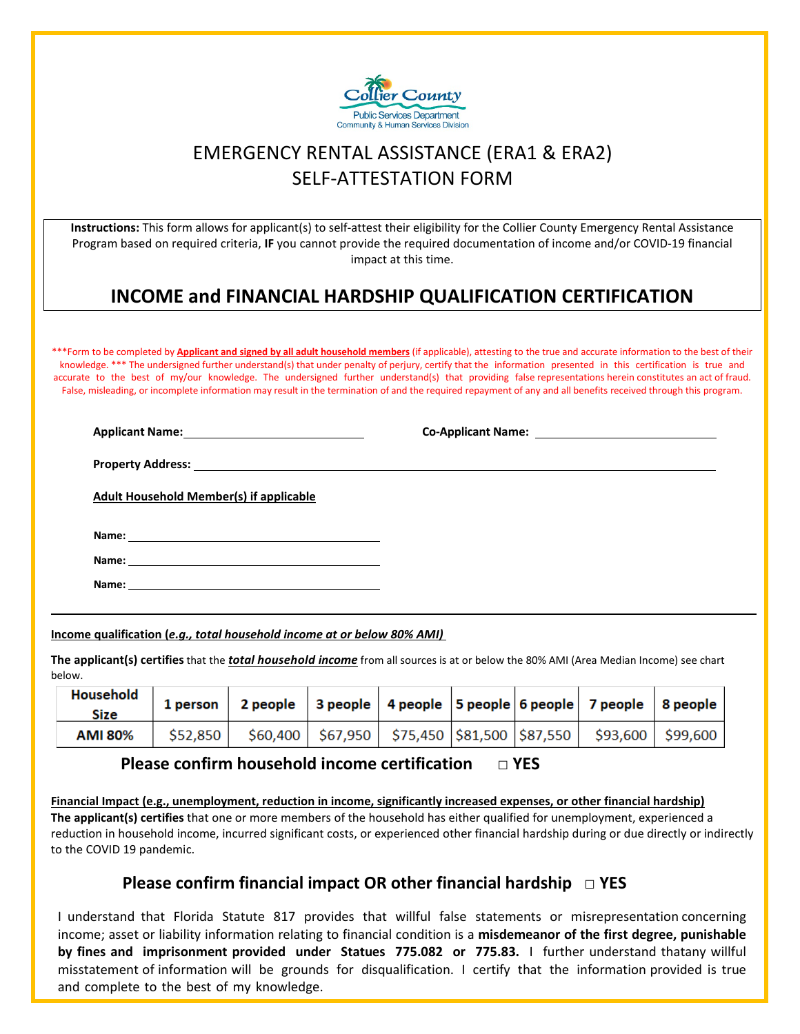Collier County
Public Services Department
Community & Human Services Division

# EMERGENCY RENTAL ASSISTANCE (ERA1 & ERA2)
# SELF-ATTESTATION FORM

**Instructions:** This form allows for applicant(s) to self-attest their eligibility for the Collier County Emergency Rental Assistance Program based on required criteria, **IF** you cannot provide the required documentation of income and/or COVID-19 financial impact at this time.

## INCOME and FINANCIAL HARDSHIP QUALIFICATION CERTIFICATION

***Form to be completed by **Applicant and signed by all adult household members** (if applicable), attesting to the true and accurate information to the best of their knowledge. *** The undersigned further understand(s) that under penalty of perjury, certify that the information presented in this certification is true and accurate to the best of my/our knowledge. The undersigned further understand(s) that providing false representations herein constitutes an act of fraud. False, misleading, or incomplete information may result in the termination of and the required repayment of any and all benefits received through this program.

**Applicant Name:** ____________________ **Co-Applicant Name:** ____________________

**Property Address:** ________________________________________

**Adult Household Member(s) if applicable**

**Name:** ____________________

**Name:** ____________________

**Name:** ____________________

---

**Income qualification (*e.g., total household income at or below 80% AMI)***

**The applicant(s) certifies** that the ***total household income*** from all sources is at or below the 80% AMI (Area Median Income) see chart below.

| Household Size | 1 person | 2 people | 3 people | 4 people | 5 people | 6 people | 7 people | 8 people |
|---|---|---|---|---|---|---|---|---|
| AMI 80% | $52,850 | $60,400 | $67,950 | $75,450 | $81,500 | $87,550 | $93,600 | $99,600 |

**Please confirm household income certification ☐ YES**

**Financial Impact (e.g., unemployment, reduction in income, significantly increased expenses, or other financial hardship)**
**The applicant(s) certifies** that one or more members of the household has either qualified for unemployment, experienced a reduction in household income, incurred significant costs, or experienced other financial hardship during or due directly or indirectly to the COVID 19 pandemic.

**Please confirm financial impact OR other financial hardship ☐ YES**

I understand that Florida Statute 817 provides that willful false statements or misrepresentation concerning income; asset or liability information relating to financial condition is a **misdemeanor of the first degree, punishable by fines and imprisonment provided under Statues 775.082 or 775.83.** I further understand thatany willful misstatement of information will be grounds for disqualification. I certify that the information provided is true and complete to the best of my knowledge.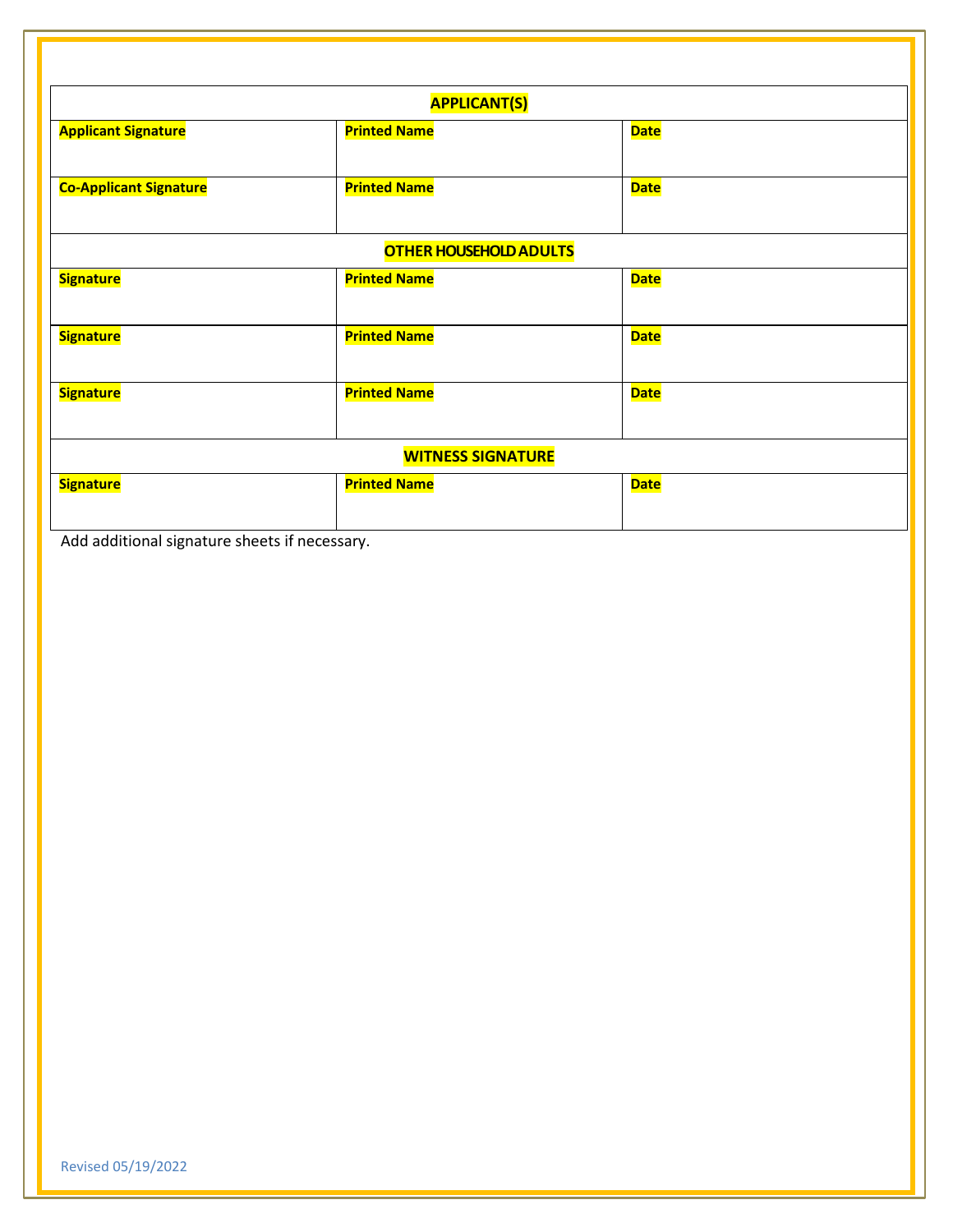| APPLICANT(S) | | |
|---|---|---|
| **Applicant Signature** | **Printed Name** | **Date** |
| **Co-Applicant Signature** | **Printed Name** | **Date** |
| **OTHER HOUSEHOLD ADULTS** | | |
| **Signature** | **Printed Name** | **Date** |
| **Signature** | **Printed Name** | **Date** |
| **Signature** | **Printed Name** | **Date** |
| **WITNESS SIGNATURE** | | |
| **Signature** | **Printed Name** | **Date** |

Add additional signature sheets if necessary.

Revised 05/19/2022